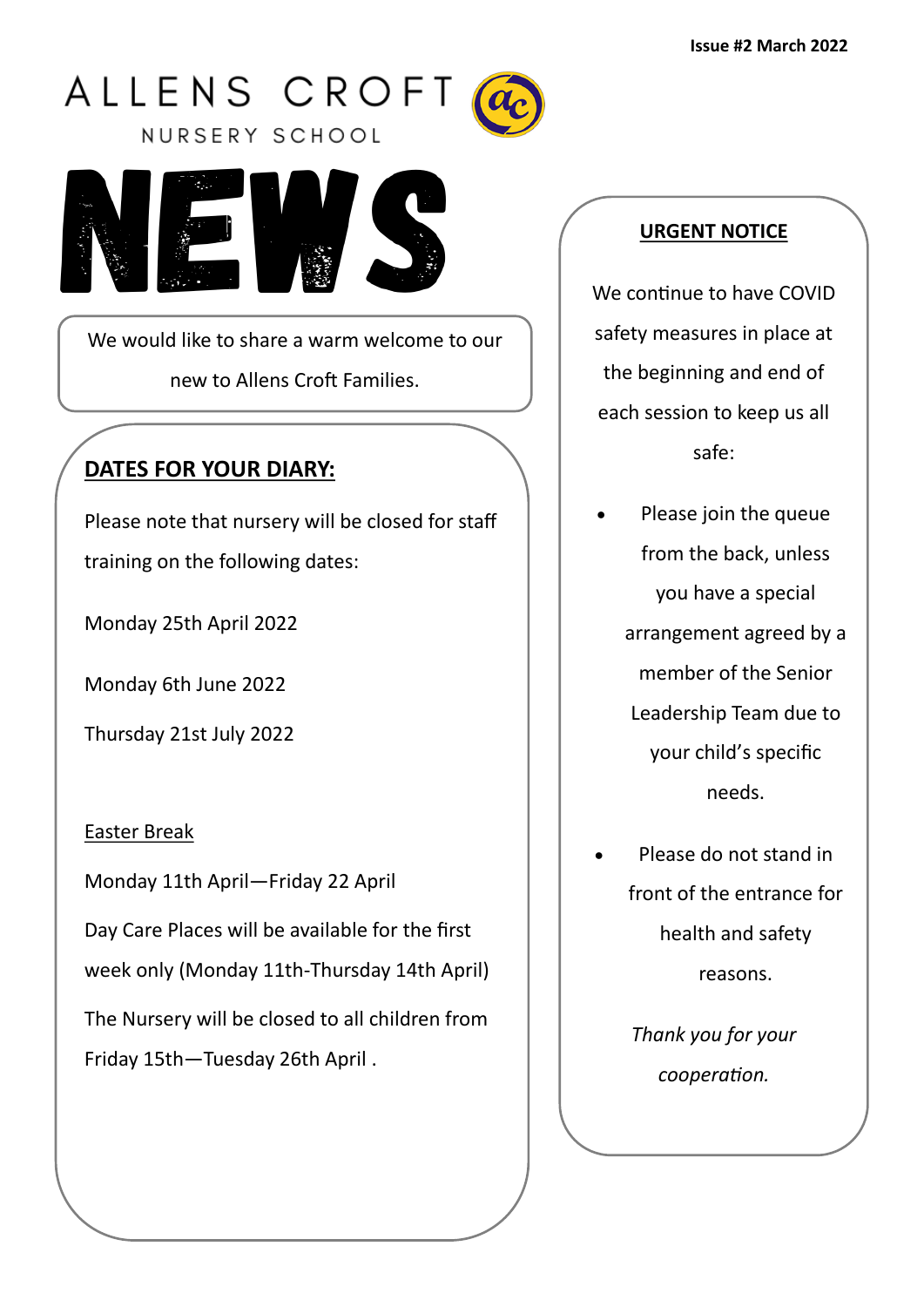Issue #2 March 2022

# ALLENS CROFT NURSERY SCHOOL

# NEWS

We would like to share a warm welcome to our new to Allens Croft Families.

## DATES FOR YOUR DIARY:

Please note that nursery will be closed for staff training on the following dates:

Monday 25th April 2022

Monday 6th June 2022

Thursday 21st July 2022

Easter Break

Monday 11th April—Friday 22 April

Day Care Places will be available for the first week only (Monday 11th-Thursday 14th April)

The Nursery will be closed to all children from Friday 15th—Tuesday 26th April .

## URGENT NOTICE

We continue to have COVID safety measures in place at the beginning and end of each session to keep us all safe:

- Please join the queue from the back, unless you have a special arrangement agreed by a member of the Senior Leadership Team due to your child's specific needs.
- Please do not stand in front of the entrance for health and safety reasons.

*Thank you for your cooperation.*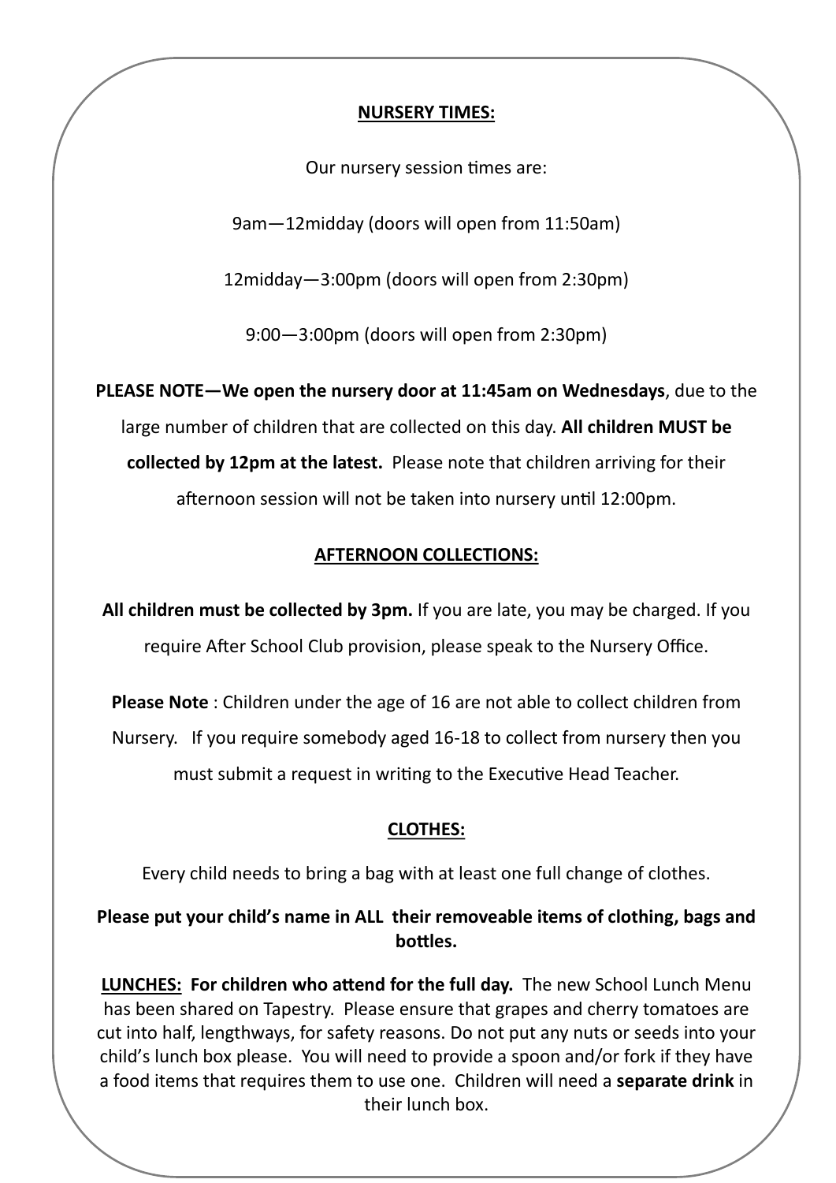## NURSERY TIMES:

Our nursery session times are:

9am—12midday (doors will open from 11:50am)

12midday—3:00pm (doors will open from 2:30pm)

9:00—3:00pm (doors will open from 2:30pm)

**PLEASE NOTE—We open the nursery door at 11:45am on Wednesdays**, due to the large number of children that are collected on this day. **All children MUST be collected by 12pm at the latest.** Please note that children arriving for their afternoon session will not be taken into nursery until 12:00pm.

## AFTERNOON COLLECTIONS:

**All children must be collected by 3pm.** If you are late, you may be charged. If you require After School Club provision, please speak to the Nursery Office.

**Please Note** : Children under the age of 16 are not able to collect children from Nursery. If you require somebody aged 16-18 to collect from nursery then you must submit a request in writing to the Executive Head Teacher.

## CLOTHES:

Every child needs to bring a bag with at least one full change of clothes.

**Please put your child's name in ALL their removeable items of clothing, bags and bottles.**

**LUNCHES: For children who attend for the full day.** The new School Lunch Menu has been shared on Tapestry. Please ensure that grapes and cherry tomatoes are cut into half, lengthways, for safety reasons. Do not put any nuts or seeds into your child's lunch box please. You will need to provide a spoon and/or fork if they have a food items that requires them to use one. Children will need a **separate drink** in their lunch box.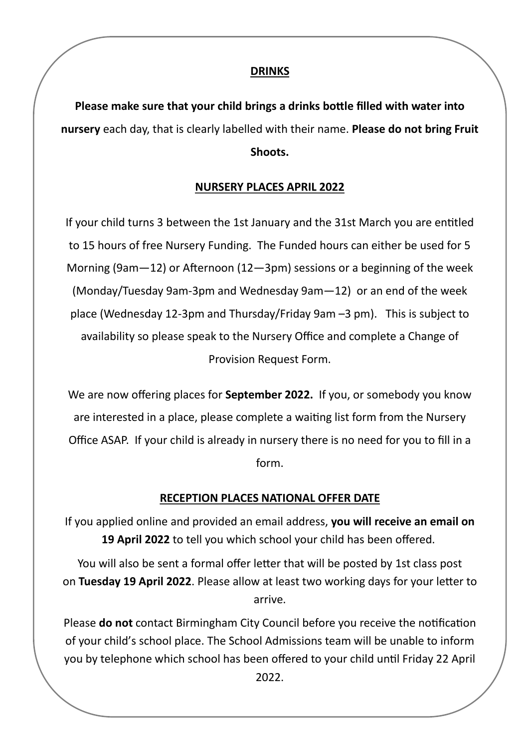## DRINKS

**Please make sure that your child brings a drinks bottle filled with water into nursery** each day, that is clearly labelled with their name. **Please do not bring Fruit Shoots.**

## NURSERY PLACES APRIL 2022

If your child turns 3 between the 1st January and the 31st March you are entitled to 15 hours of free Nursery Funding. The Funded hours can either be used for 5 Morning (9am—12) or Afternoon (12—3pm) sessions or a beginning of the week (Monday/Tuesday 9am-3pm and Wednesday 9am—12) or an end of the week place (Wednesday 12-3pm and Thursday/Friday 9am –3 pm). This is subject to availability so please speak to the Nursery Office and complete a Change of Provision Request Form.

We are now offering places for **September 2022.** If you, or somebody you know are interested in a place, please complete a waiting list form from the Nursery Office ASAP. If your child is already in nursery there is no need for you to fill in a form.

## RECEPTION PLACES NATIONAL OFFER DATE

If you applied online and provided an email address, **you will receive an email on 19 April 2022** to tell you which school your child has been offered.

You will also be sent a formal offer letter that will be posted by 1st class post on **Tuesday 19 April 2022**. Please allow at least two working days for your letter to arrive.

Please **do not** contact Birmingham City Council before you receive the notification of your child's school place. The School Admissions team will be unable to inform you by telephone which school has been offered to your child until Friday 22 April 2022.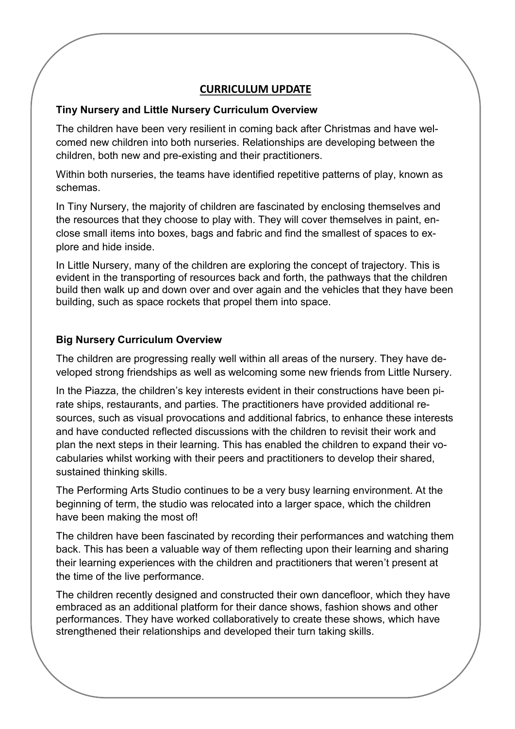## CURRICULUM UPDATE

### Tiny Nursery and Little Nursery Curriculum Overview

The children have been very resilient in coming back after Christmas and have welcomed new children into both nurseries. Relationships are developing between the children, both new and pre-existing and their practitioners.

Within both nurseries, the teams have identified repetitive patterns of play, known as schemas.

In Tiny Nursery, the majority of children are fascinated by enclosing themselves and the resources that they choose to play with. They will cover themselves in paint, enclose small items into boxes, bags and fabric and find the smallest of spaces to explore and hide inside.

In Little Nursery, many of the children are exploring the concept of trajectory. This is evident in the transporting of resources back and forth, the pathways that the children build then walk up and down over and over again and the vehicles that they have been building, such as space rockets that propel them into space.

### Big Nursery Curriculum Overview

The children are progressing really well within all areas of the nursery. They have developed strong friendships as well as welcoming some new friends from Little Nursery.

In the Piazza, the children's key interests evident in their constructions have been pirate ships, restaurants, and parties. The practitioners have provided additional resources, such as visual provocations and additional fabrics, to enhance these interests and have conducted reflected discussions with the children to revisit their work and plan the next steps in their learning. This has enabled the children to expand their vocabularies whilst working with their peers and practitioners to develop their shared, sustained thinking skills.

The Performing Arts Studio continues to be a very busy learning environment. At the beginning of term, the studio was relocated into a larger space, which the children have been making the most of!

The children have been fascinated by recording their performances and watching them back. This has been a valuable way of them reflecting upon their learning and sharing their learning experiences with the children and practitioners that weren't present at the time of the live performance.

The children recently designed and constructed their own dancefloor, which they have embraced as an additional platform for their dance shows, fashion shows and other performances. They have worked collaboratively to create these shows, which have strengthened their relationships and developed their turn taking skills.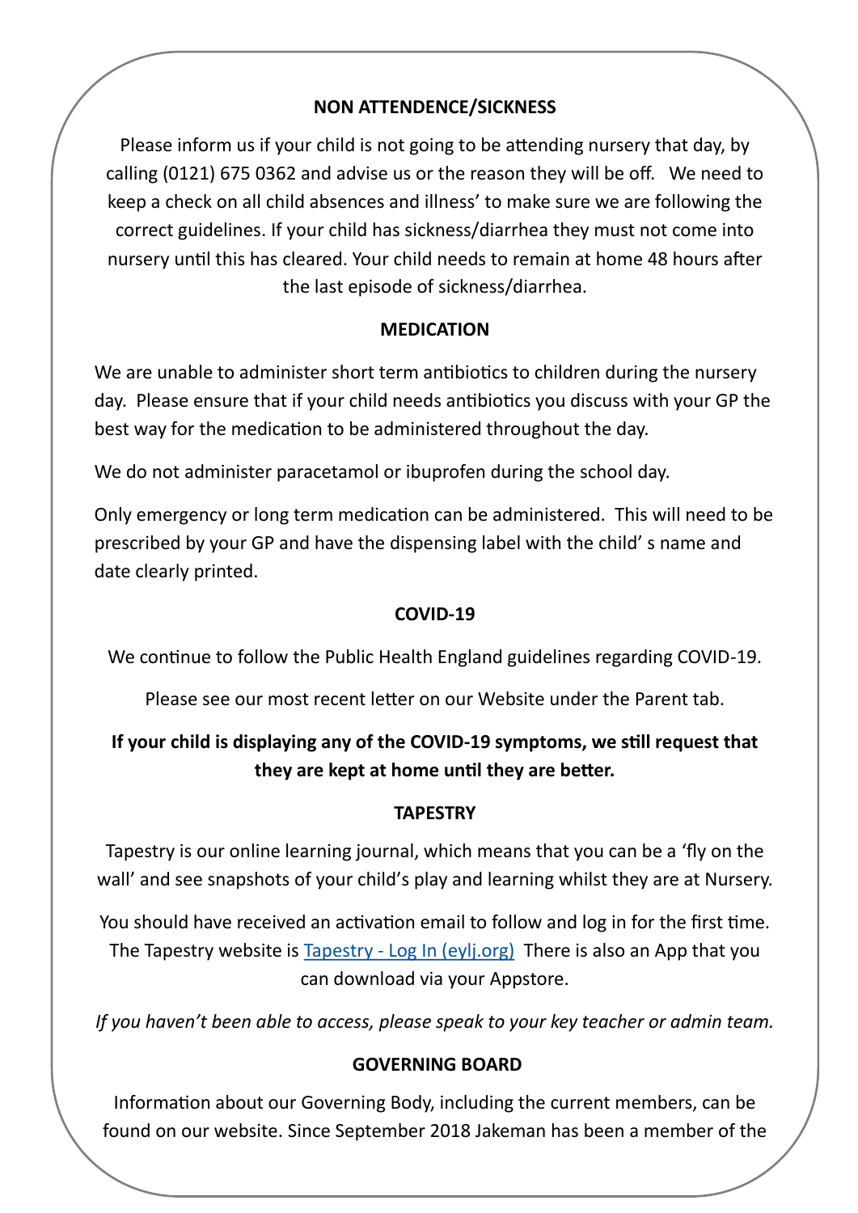## NON ATTENDENCE/SICKNESS

Please inform us if your child is not going to be attending nursery that day, by calling (0121) 675 0362 and advise us or the reason they will be off.  We need to keep a check on all child absences and illness' to make sure we are following the correct guidelines. If your child has sickness/diarrhea they must not come into nursery until this has cleared. Your child needs to remain at home 48 hours after the last episode of sickness/diarrhea.

## MEDICATION

We are unable to administer short term antibiotics to children during the nursery day.  Please ensure that if your child needs antibiotics you discuss with your GP the best way for the medication to be administered throughout the day.

We do not administer paracetamol or ibuprofen during the school day.

Only emergency or long term medication can be administered.  This will need to be prescribed by your GP and have the dispensing label with the child' s name and date clearly printed.

## COVID-19

We continue to follow the Public Health England guidelines regarding COVID-19.

Please see our most recent letter on our Website under the Parent tab.

**If your child is displaying any of the COVID-19 symptoms, we still request that they are kept at home until they are better.**

## TAPESTRY

Tapestry is our online learning journal, which means that you can be a 'fly on the wall' and see snapshots of your child's play and learning whilst they are at Nursery.

You should have received an activation email to follow and log in for the first time. The Tapestry website is [Tapestry - Log In (eylj.org)](Tapestry - Log In (eylj.org))  There is also an App that you can download via your Appstore.

*If you haven't been able to access, please speak to your key teacher or admin team.*

## GOVERNING BOARD

Information about our Governing Body, including the current members, can be found on our website. Since September 2018 Jakeman has been a member of the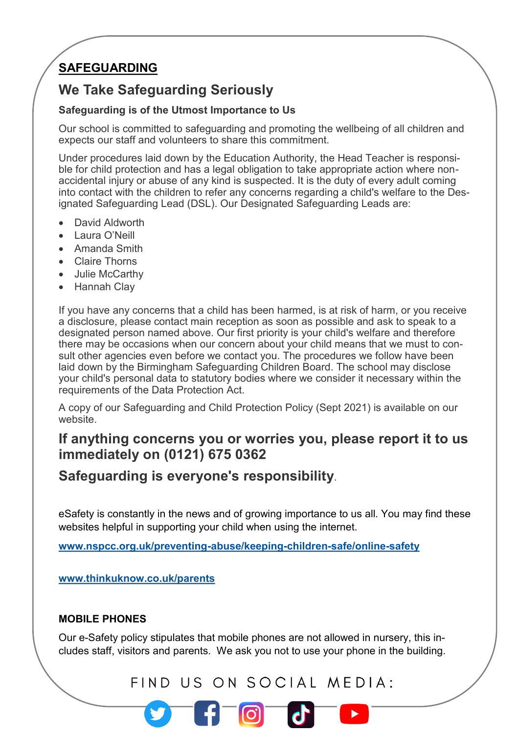## SAFEGUARDING

## We Take Safeguarding Seriously

**Safeguarding is of the Utmost Importance to Us**

Our school is committed to safeguarding and promoting the wellbeing of all children and expects our staff and volunteers to share this commitment.

Under procedures laid down by the Education Authority, the Head Teacher is responsible for child protection and has a legal obligation to take appropriate action where non-accidental injury or abuse of any kind is suspected. It is the duty of every adult coming into contact with the children to refer any concerns regarding a child's welfare to the Designated Safeguarding Lead (DSL). Our Designated Safeguarding Leads are:

- David Aldworth
- Laura O'Neill
- Amanda Smith
- Claire Thorns
- Julie McCarthy
- Hannah Clay

If you have any concerns that a child has been harmed, is at risk of harm, or you receive a disclosure, please contact main reception as soon as possible and ask to speak to a designated person named above. Our first priority is your child's welfare and therefore there may be occasions when our concern about your child means that we must consult other agencies even before we contact you. The procedures we follow have been laid down by the Birmingham Safeguarding Children Board. The school may disclose your child's personal data to statutory bodies where we consider it necessary within the requirements of the Data Protection Act.

A copy of our Safeguarding and Child Protection Policy (Sept 2021) is available on our website.

**If anything concerns you or worries you, please report it to us immediately on (0121) 675 0362**

**Safeguarding is everyone's responsibility.**

eSafety is constantly in the news and of growing importance to us all. You may find these websites helpful in supporting your child when using the internet.

**www.nspcc.org.uk/preventing-abuse/keeping-children-safe/online-safety**

**www.thinkuknow.co.uk/parents**

**MOBILE PHONES**

Our e-Safety policy stipulates that mobile phones are not allowed in nursery, this includes staff, visitors and parents. We ask you not to use your phone in the building.

FIND US ON SOCIAL MEDIA: